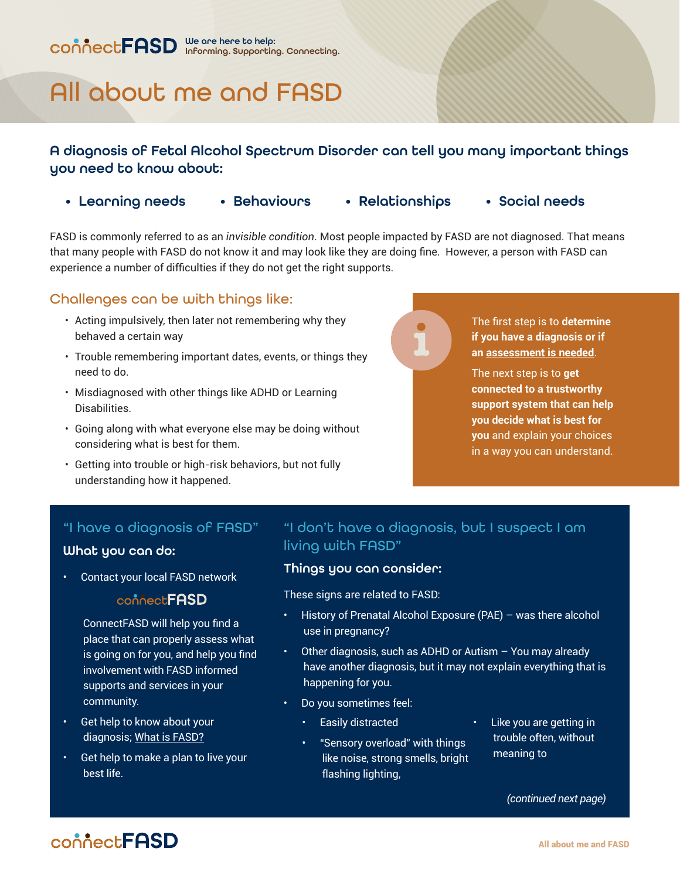connectFASD We are here to help: Informing. Supporting. Connecting.

# All about me and FASD

### A diagnosis of Fetal Alcohol Spectrum Disorder can tell you many important things you need to know about:

- **Learning needs**
- **Behaviours**
- **Relationships**
- **Social needs**

FASD is commonly referred to as an *invisible condition*. Most people impacted by FASD are not diagnosed. That means that many people with FASD do not know it and may look like they are doing fine. However, a person with FASD can experience a number of difficulties if they do not get the right supports.

## Challenges can be with things like:

- Acting impulsively, then later not remembering why they behaved a certain way
- Trouble remembering important dates, events, or things they need to do.
- Misdiagnosed with other things like ADHD or Learning Disabilities.
- Going along with what everyone else may be doing without considering what is best for them.
- Getting into trouble or high-risk behaviors, but not fully understanding how it happened.

The first step is to **determine if you have a diagnosis or if an assessment is needed**.

The next step is to **get connected to a trustworthy support system that can help you decide what is best for you** and explain your choices in a way you can understand.

## "I have a diagnosis of FASD"

### What you can do:

- Contact your local FASD network

  **connectFASD**

  ConnectFASD will help you find a place that can properly assess what is going on for you, and help you find involvement with FASD informed supports and services in your community.
- Get help to know about your diagnosis; What is FASD?
- Get help to make a plan to live your best life.

## "I don't have a diagnosis, but I suspect I am living with FASD"

### Things you can consider:

These signs are related to FASD:

- History of Prenatal Alcohol Exposure (PAE) – was there alcohol use in pregnancy?
- Other diagnosis, such as ADHD or Autism – You may already have another diagnosis, but it may not explain everything that is happening for you.
- Do you sometimes feel:
  - Easily distracted
  - "Sensory overload" with things like noise, strong smells, bright flashing lighting,
  - Like you are getting in trouble often, without meaning to

*(continued next page)*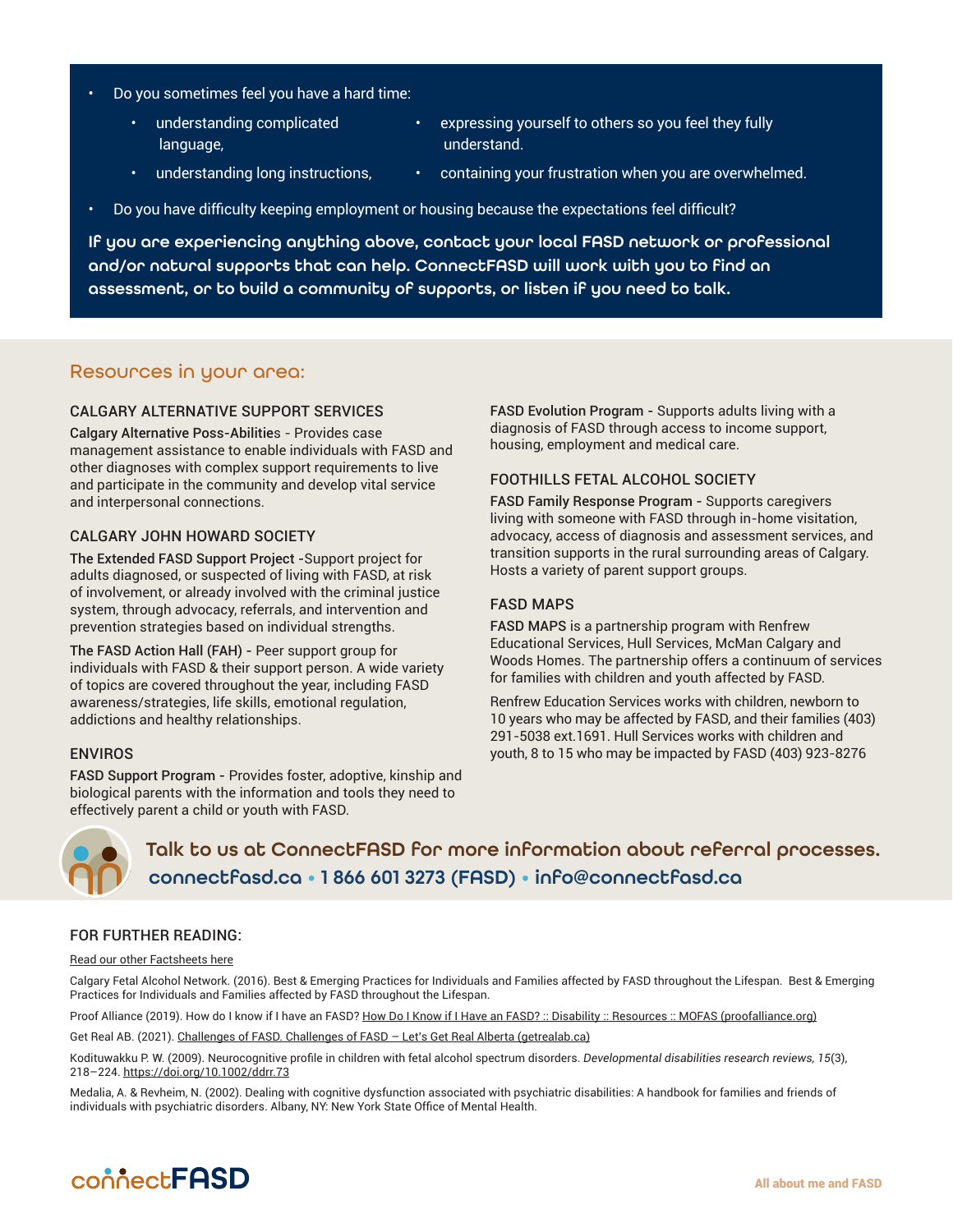- Do you sometimes feel you have a hard time:
  - understanding complicated language,
  - understanding long instructions,
  - expressing yourself to others so you feel they fully understand.
  - containing your frustration when you are overwhelmed.
- Do you have difficulty keeping employment or housing because the expectations feel difficult?

**If you are experiencing anything above, contact your local FASD network or professional and/or natural supports that can help. ConnectFASD will work with you to find an assessment, or to build a community of supports, or listen if you need to talk.**

## Resources in your area:

### CALGARY ALTERNATIVE SUPPORT SERVICES

**Calgary Alternative Poss-Abilities** - Provides case management assistance to enable individuals with FASD and other diagnoses with complex support requirements to live and participate in the community and develop vital service and interpersonal connections.

### CALGARY JOHN HOWARD SOCIETY

**The Extended FASD Support Project** -Support project for adults diagnosed, or suspected of living with FASD, at risk of involvement, or already involved with the criminal justice system, through advocacy, referrals, and intervention and prevention strategies based on individual strengths.

**The FASD Action Hall (FAH)** - Peer support group for individuals with FASD & their support person. A wide variety of topics are covered throughout the year, including FASD awareness/strategies, life skills, emotional regulation, addictions and healthy relationships.

### ENVIROS

**FASD Support Program** - Provides foster, adoptive, kinship and biological parents with the information and tools they need to effectively parent a child or youth with FASD.

**FASD Evolution Program** - Supports adults living with a diagnosis of FASD through access to income support, housing, employment and medical care.

### FOOTHILLS FETAL ALCOHOL SOCIETY

**FASD Family Response Program** - Supports caregivers living with someone with FASD through in-home visitation, advocacy, access of diagnosis and assessment services, and transition supports in the rural surrounding areas of Calgary. Hosts a variety of parent support groups.

### FASD MAPS

**FASD MAPS** is a partnership program with Renfrew Educational Services, Hull Services, McMan Calgary and Woods Homes. The partnership offers a continuum of services for families with children and youth affected by FASD.

Renfrew Education Services works with children, newborn to 10 years who may be affected by FASD, and their families (403) 291-5038 ext.1691. Hull Services works with children and youth, 8 to 15 who may be impacted by FASD (403) 923-8276

**Talk to us at ConnectFASD for more information about referral processes.**
**connectfasd.ca • 1 866 601 3273 (FASD) • info@connectfasd.ca**

### FOR FURTHER READING:

Read our other Factsheets here

Calgary Fetal Alcohol Network. (2016). Best & Emerging Practices for Individuals and Families affected by FASD throughout the Lifespan. Best & Emerging Practices for Individuals and Families affected by FASD throughout the Lifespan.

Proof Alliance (2019). How do I know if I have an FASD? How Do I Know if I Have an FASD? :: Disability :: Resources :: MOFAS (proofalliance.org)

Get Real AB. (2021). Challenges of FASD. Challenges of FASD – Let's Get Real Alberta (getrealab.ca)

Kodituwakku P. W. (2009). Neurocognitive profile in children with fetal alcohol spectrum disorders. *Developmental disabilities research reviews, 15*(3), 218–224. https://doi.org/10.1002/ddrr.73

Medalia, A. & Revheim, N. (2002). Dealing with cognitive dysfunction associated with psychiatric disabilities: A handbook for families and friends of individuals with psychiatric disorders. Albany, NY: New York State Office of Mental Health.